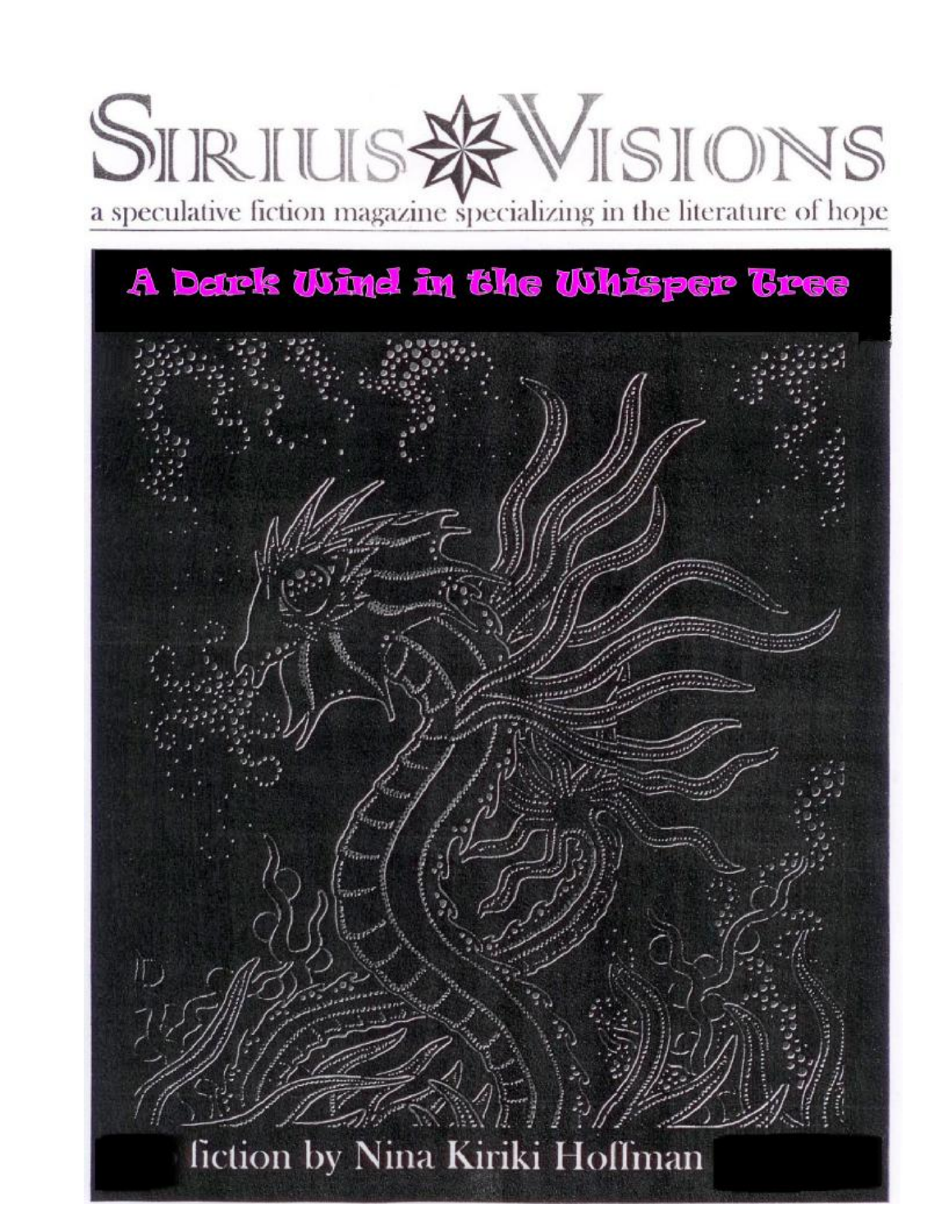# SIRIUS VISIONS

a speculative fiction magazine specializing in the literature of hope

## A Dark Wind in the Whisper Tree

fiction by Nina Kiriki Hoffman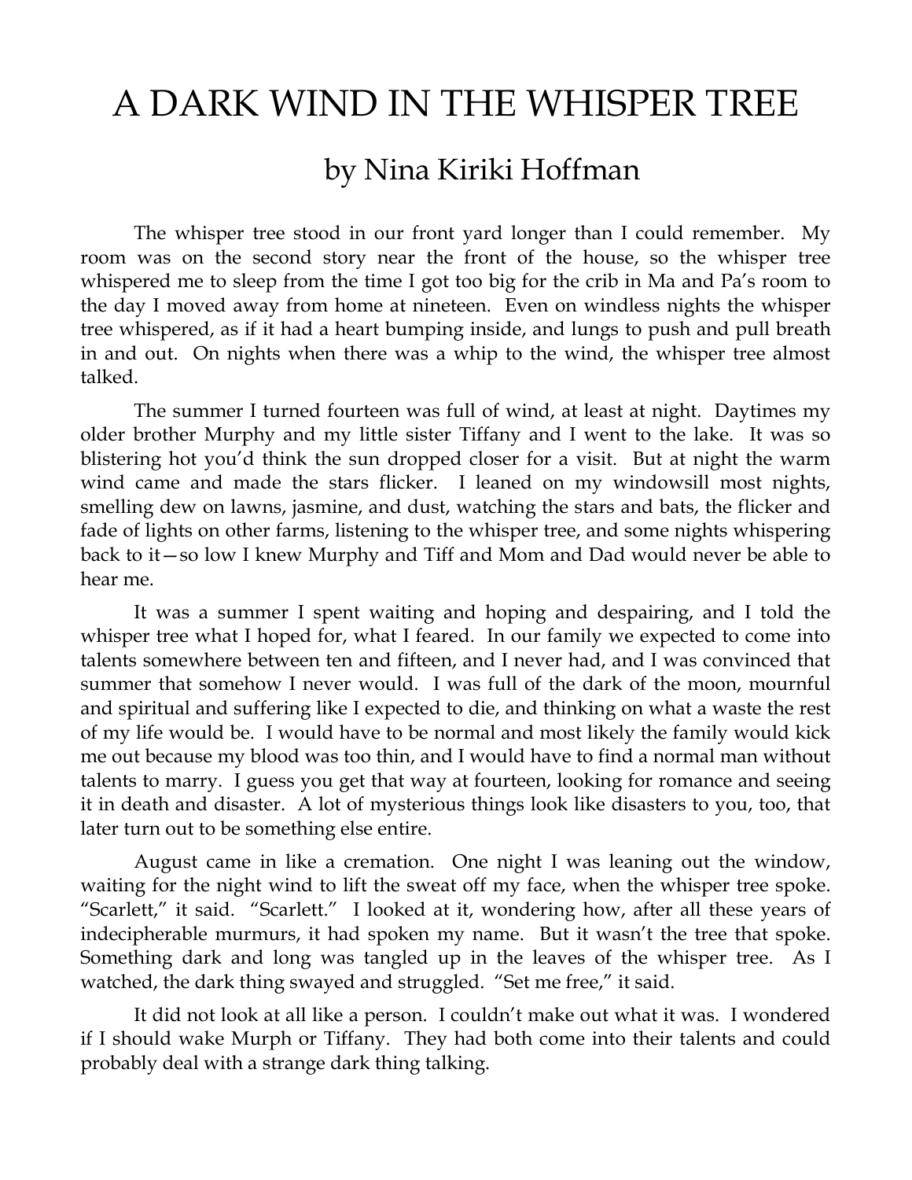# A DARK WIND IN THE WHISPER TREE

## by Nina Kiriki Hoffman

The whisper tree stood in our front yard longer than I could remember. My room was on the second story near the front of the house, so the whisper tree whispered me to sleep from the time I got too big for the crib in Ma and Pa's room to the day I moved away from home at nineteen. Even on windless nights the whisper tree whispered, as if it had a heart bumping inside, and lungs to push and pull breath in and out. On nights when there was a whip to the wind, the whisper tree almost talked.

The summer I turned fourteen was full of wind, at least at night. Daytimes my older brother Murphy and my little sister Tiffany and I went to the lake. It was so blistering hot you'd think the sun dropped closer for a visit. But at night the warm wind came and made the stars flicker. I leaned on my windowsill most nights, smelling dew on lawns, jasmine, and dust, watching the stars and bats, the flicker and fade of lights on other farms, listening to the whisper tree, and some nights whispering back to it—so low I knew Murphy and Tiff and Mom and Dad would never be able to hear me.

It was a summer I spent waiting and hoping and despairing, and I told the whisper tree what I hoped for, what I feared. In our family we expected to come into talents somewhere between ten and fifteen, and I never had, and I was convinced that summer that somehow I never would. I was full of the dark of the moon, mournful and spiritual and suffering like I expected to die, and thinking on what a waste the rest of my life would be. I would have to be normal and most likely the family would kick me out because my blood was too thin, and I would have to find a normal man without talents to marry. I guess you get that way at fourteen, looking for romance and seeing it in death and disaster. A lot of mysterious things look like disasters to you, too, that later turn out to be something else entire.

August came in like a cremation. One night I was leaning out the window, waiting for the night wind to lift the sweat off my face, when the whisper tree spoke. "Scarlett," it said. "Scarlett." I looked at it, wondering how, after all these years of indecipherable murmurs, it had spoken my name. But it wasn't the tree that spoke. Something dark and long was tangled up in the leaves of the whisper tree. As I watched, the dark thing swayed and struggled. "Set me free," it said.

It did not look at all like a person. I couldn't make out what it was. I wondered if I should wake Murph or Tiffany. They had both come into their talents and could probably deal with a strange dark thing talking.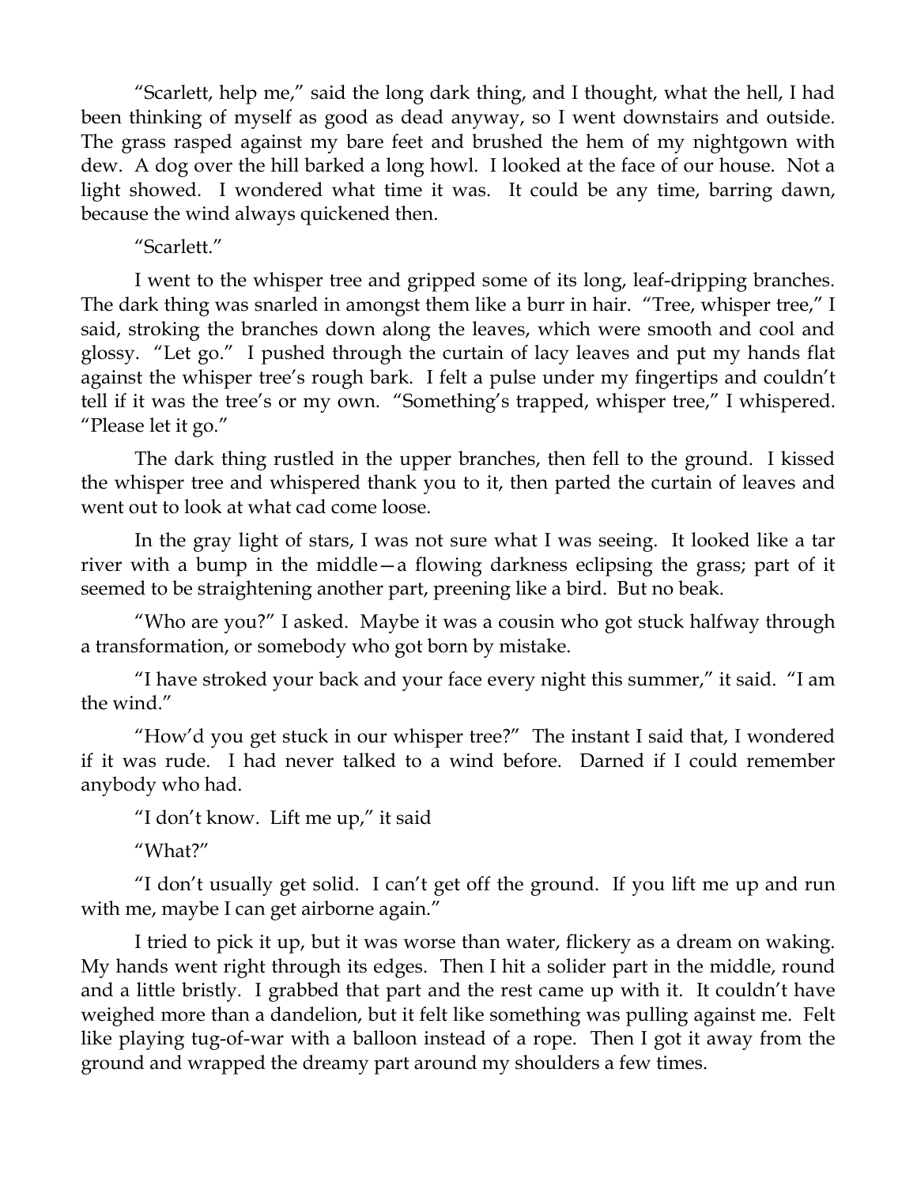"Scarlett, help me," said the long dark thing, and I thought, what the hell, I had been thinking of myself as good as dead anyway, so I went downstairs and outside. The grass rasped against my bare feet and brushed the hem of my nightgown with dew. A dog over the hill barked a long howl. I looked at the face of our house. Not a light showed. I wondered what time it was. It could be any time, barring dawn, because the wind always quickened then.

"Scarlett."

I went to the whisper tree and gripped some of its long, leaf-dripping branches. The dark thing was snarled in amongst them like a burr in hair. "Tree, whisper tree," I said, stroking the branches down along the leaves, which were smooth and cool and glossy. "Let go." I pushed through the curtain of lacy leaves and put my hands flat against the whisper tree's rough bark. I felt a pulse under my fingertips and couldn't tell if it was the tree's or my own. "Something's trapped, whisper tree," I whispered. "Please let it go."

The dark thing rustled in the upper branches, then fell to the ground. I kissed the whisper tree and whispered thank you to it, then parted the curtain of leaves and went out to look at what cad come loose.

In the gray light of stars, I was not sure what I was seeing. It looked like a tar river with a bump in the middle—a flowing darkness eclipsing the grass; part of it seemed to be straightening another part, preening like a bird. But no beak.

"Who are you?" I asked. Maybe it was a cousin who got stuck halfway through a transformation, or somebody who got born by mistake.

"I have stroked your back and your face every night this summer," it said. "I am the wind."

"How'd you get stuck in our whisper tree?" The instant I said that, I wondered if it was rude. I had never talked to a wind before. Darned if I could remember anybody who had.

"I don't know. Lift me up," it said

"What?"

"I don't usually get solid. I can't get off the ground. If you lift me up and run with me, maybe I can get airborne again."

I tried to pick it up, but it was worse than water, flickery as a dream on waking. My hands went right through its edges. Then I hit a solider part in the middle, round and a little bristly. I grabbed that part and the rest came up with it. It couldn't have weighed more than a dandelion, but it felt like something was pulling against me. Felt like playing tug-of-war with a balloon instead of a rope. Then I got it away from the ground and wrapped the dreamy part around my shoulders a few times.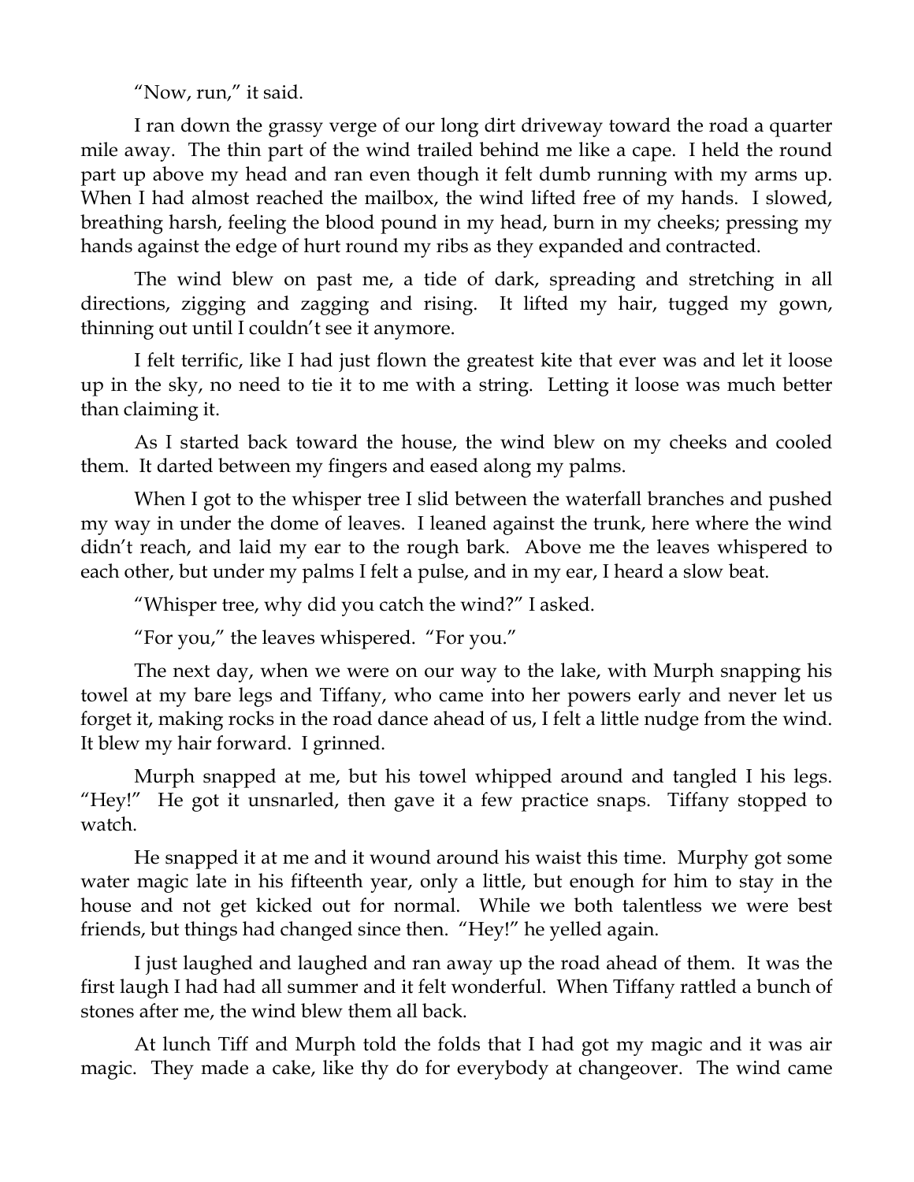"Now, run," it said.

I ran down the grassy verge of our long dirt driveway toward the road a quarter mile away. The thin part of the wind trailed behind me like a cape. I held the round part up above my head and ran even though it felt dumb running with my arms up. When I had almost reached the mailbox, the wind lifted free of my hands. I slowed, breathing harsh, feeling the blood pound in my head, burn in my cheeks; pressing my hands against the edge of hurt round my ribs as they expanded and contracted.

The wind blew on past me, a tide of dark, spreading and stretching in all directions, zigging and zagging and rising. It lifted my hair, tugged my gown, thinning out until I couldn't see it anymore.

I felt terrific, like I had just flown the greatest kite that ever was and let it loose up in the sky, no need to tie it to me with a string. Letting it loose was much better than claiming it.

As I started back toward the house, the wind blew on my cheeks and cooled them. It darted between my fingers and eased along my palms.

When I got to the whisper tree I slid between the waterfall branches and pushed my way in under the dome of leaves. I leaned against the trunk, here where the wind didn't reach, and laid my ear to the rough bark. Above me the leaves whispered to each other, but under my palms I felt a pulse, and in my ear, I heard a slow beat.

"Whisper tree, why did you catch the wind?" I asked.

"For you," the leaves whispered. "For you."

The next day, when we were on our way to the lake, with Murph snapping his towel at my bare legs and Tiffany, who came into her powers early and never let us forget it, making rocks in the road dance ahead of us, I felt a little nudge from the wind. It blew my hair forward. I grinned.

Murph snapped at me, but his towel whipped around and tangled I his legs. "Hey!" He got it unsnarled, then gave it a few practice snaps. Tiffany stopped to watch.

He snapped it at me and it wound around his waist this time. Murphy got some water magic late in his fifteenth year, only a little, but enough for him to stay in the house and not get kicked out for normal. While we both talentless we were best friends, but things had changed since then. "Hey!" he yelled again.

I just laughed and laughed and ran away up the road ahead of them. It was the first laugh I had had all summer and it felt wonderful. When Tiffany rattled a bunch of stones after me, the wind blew them all back.

At lunch Tiff and Murph told the folds that I had got my magic and it was air magic. They made a cake, like thy do for everybody at changeover. The wind came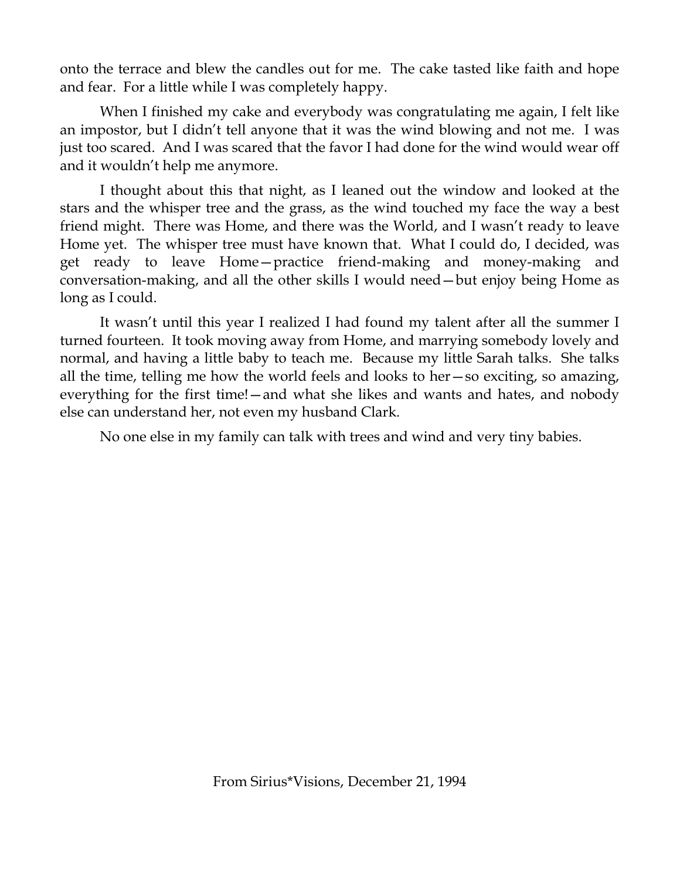onto the terrace and blew the candles out for me. The cake tasted like faith and hope and fear. For a little while I was completely happy.

When I finished my cake and everybody was congratulating me again, I felt like an impostor, but I didn't tell anyone that it was the wind blowing and not me. I was just too scared. And I was scared that the favor I had done for the wind would wear off and it wouldn't help me anymore.

I thought about this that night, as I leaned out the window and looked at the stars and the whisper tree and the grass, as the wind touched my face the way a best friend might. There was Home, and there was the World, and I wasn't ready to leave Home yet. The whisper tree must have known that. What I could do, I decided, was get ready to leave Home—practice friend-making and money-making and conversation-making, and all the other skills I would need—but enjoy being Home as long as I could.

It wasn't until this year I realized I had found my talent after all the summer I turned fourteen. It took moving away from Home, and marrying somebody lovely and normal, and having a little baby to teach me. Because my little Sarah talks. She talks all the time, telling me how the world feels and looks to her—so exciting, so amazing, everything for the first time!—and what she likes and wants and hates, and nobody else can understand her, not even my husband Clark.

No one else in my family can talk with trees and wind and very tiny babies.

From Sirius*Visions, December 21, 1994